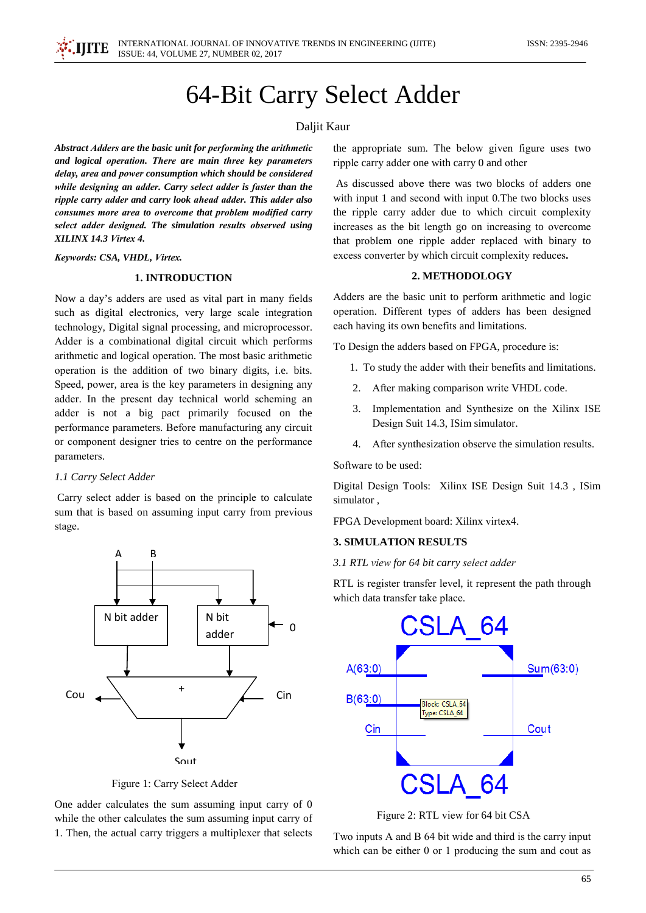# 64-Bit Carry Select Adder

Daljit Kaur

***Abstract** Adders are the basic unit for performing the arithmetic and logical operation. There are main three key parameters delay, area and power consumption which should be considered while designing an adder. Carry select adder is faster than the ripple carry adder and carry look ahead adder. This adder also consumes more area to overcome that problem modified carry select adder designed. The simulation results observed using XILINX 14.3 Virtex 4.*

***Keywords:** CSA, VHDL, Virtex.*

## 1. INTRODUCTION

Now a day's adders are used as vital part in many fields such as digital electronics, very large scale integration technology, Digital signal processing, and microprocessor. Adder is a combinational digital circuit which performs arithmetic and logical operation. The most basic arithmetic operation is the addition of two binary digits, i.e. bits. Speed, power, area is the key parameters in designing any adder. In the present day technical world scheming an adder is not a big pact primarily focused on the performance parameters. Before manufacturing any circuit or component designer tries to centre on the performance parameters.

*1.1 Carry Select Adder*

Carry select adder is based on the principle to calculate sum that is based on assuming input carry from previous stage.

Figure 1: Carry Select Adder

One adder calculates the sum assuming input carry of 0 while the other calculates the sum assuming input carry of 1. Then, the actual carry triggers a multiplexer that selects the appropriate sum. The below given figure uses two ripple carry adder one with carry 0 and other

As discussed above there was two blocks of adders one with input 1 and second with input 0.The two blocks uses the ripple carry adder due to which circuit complexity increases as the bit length go on increasing to overcome that problem one ripple adder replaced with binary to excess converter by which circuit complexity reduces**.**

## 2. METHODOLOGY

Adders are the basic unit to perform arithmetic and logic operation. Different types of adders has been designed each having its own benefits and limitations.

To Design the adders based on FPGA, procedure is:

1. To study the adder with their benefits and limitations.
2. After making comparison write VHDL code.
3. Implementation and Synthesize on the Xilinx ISE Design Suit 14.3, ISim simulator.
4. After synthesization observe the simulation results.

Software to be used:

Digital Design Tools: Xilinx ISE Design Suit 14.3 , ISim simulator ,

FPGA Development board: Xilinx virtex4.

## 3. SIMULATION RESULTS

*3.1 RTL view for 64 bit carry select adder*

RTL is register transfer level, it represent the path through which data transfer take place.

Figure 2: RTL view for 64 bit CSA

Two inputs A and B 64 bit wide and third is the carry input which can be either 0 or 1 producing the sum and cout as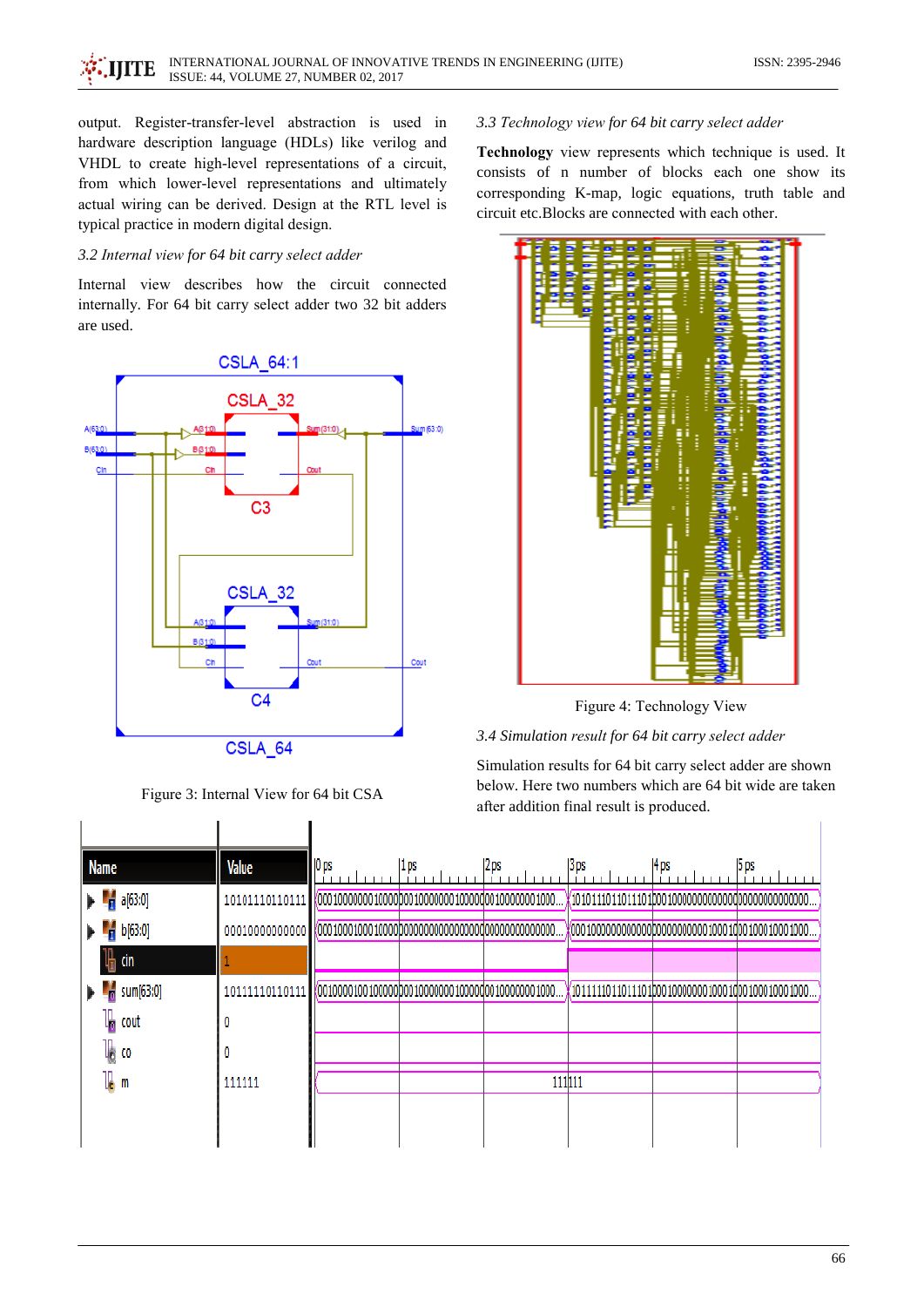output. Register-transfer-level abstraction is used in hardware description language (HDLs) like verilog and VHDL to create high-level representations of a circuit, from which lower-level representations and ultimately actual wiring can be derived. Design at the RTL level is typical practice in modern digital design.

*3.2 Internal view for 64 bit carry select adder*

Internal view describes how the circuit connected internally. For 64 bit carry select adder two 32 bit adders are used.

Figure 3: Internal View for 64 bit CSA

*3.3 Technology view for 64 bit carry select adder*

**Technology** view represents which technique is used. It consists of n number of blocks each one show its corresponding K-map, logic equations, truth table and circuit etc.Blocks are connected with each other.

Figure 4: Technology View

*3.4 Simulation result for 64 bit carry select adder*

Simulation results for 64 bit carry select adder are shown below. Here two numbers which are 64 bit wide are taken after addition final result is produced.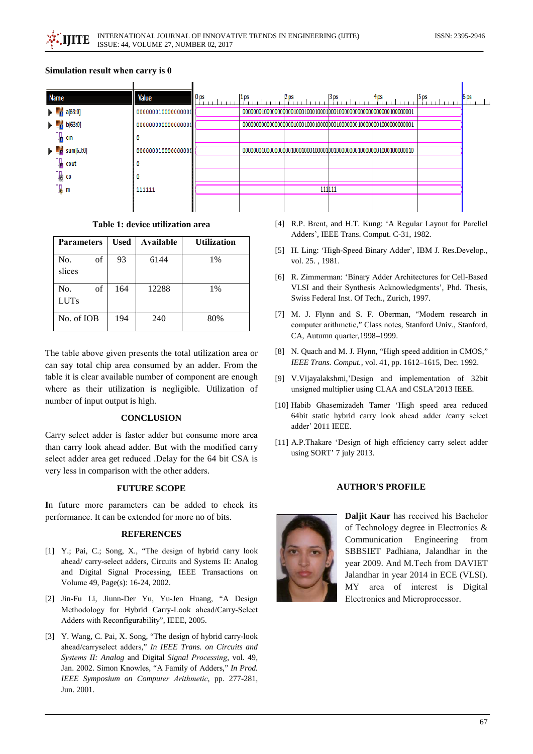**Simulation result when carry is 0**

Name | Value
a[63:0] 000000010000000000
b[63:0] 000000000000000000
cin 0
sum[63:0] 000000010000000000
cout 0
co 0
m 111111

0 ps 1 ps 2 ps 3 ps 4 ps 5 ps 6 ps

0000000100000000000010001000100010010000000000000000000100000001
0000000000000000000010001000100000000100000001000000100000000001
0000000100000000000100010001000010010000000100000001000100000010
111111

**Table 1: device utilization area**

| Parameters | Used | Available | Utilization |
|---|---|---|---|
| No. of slices | 93 | 6144 | 1% |
| No. of LUTs | 164 | 12288 | 1% |
| No. of IOB | 194 | 240 | 80% |

The table above given presents the total utilization area or can say total chip area consumed by an adder. From the table it is clear available number of component are enough where as their utilization is negligible. Utilization of number of input output is high.

## CONCLUSION

Carry select adder is faster adder but consume more area than carry look ahead adder. But with the modified carry select adder area get reduced .Delay for the 64 bit CSA is very less in comparison with the other adders.

## FUTURE SCOPE

In future more parameters can be added to check its performance. It can be extended for more no of bits.

## REFERENCES

[1] Y.; Pai, C.; Song, X., "The design of hybrid carry look ahead/ carry-select adders, Circuits and Systems II: Analog and Digital Signal Processing, IEEE Transactions on Volume 49, Page(s): 16-24, 2002.

[2] Jin-Fu Li, Jiunn-Der Yu, Yu-Jen Huang, "A Design Methodology for Hybrid Carry-Look ahead/Carry-Select Adders with Reconfigurability", IEEE, 2005.

[3] Y. Wang, C. Pai, X. Song, "The design of hybrid carry-look ahead/carryselect adders," *In IEEE Trans. on Circuits and Systems II: Analog* and Digital *Signal Processing*, vol. 49, Jan. 2002. Simon Knowles, "A Family of Adders," *In Prod. IEEE Symposium on Computer Arithmetic*, pp. 277-281, Jun. 2001.

[4] R.P. Brent, and H.T. Kung: 'A Regular Layout for Parellel Adders', IEEE Trans. Comput. C-31, 1982.

[5] H. Ling: 'High-Speed Binary Adder', IBM J. Res.Develop., vol. 25. , 1981.

[6] R. Zimmerman: 'Binary Adder Architectures for Cell-Based VLSI and their Synthesis Acknowledgments', Phd. Thesis, Swiss Federal Inst. Of Tech., Zurich, 1997.

[7] M. J. Flynn and S. F. Oberman, "Modern research in computer arithmetic," Class notes, Stanford Univ., Stanford, CA, Autumn quarter,1998–1999.

[8] N. Quach and M. J. Flynn, "High speed addition in CMOS," *IEEE Trans. Comput.*, vol. 41, pp. 1612–1615, Dec. 1992.

[9] V.Vijayalakshmi,'Design and implementation of 32bit unsigned multiplier using CLAA and CSLA'2013 IEEE.

[10] Habib Ghasemizadeh Tamer 'High speed area reduced 64bit static hybrid carry look ahead adder /carry select adder' 2011 IEEE.

[11] A.P.Thakare 'Design of high efficiency carry select adder using SORT' 7 july 2013.

## AUTHOR'S PROFILE

**Daljit Kaur** has received his Bachelor of Technology degree in Electronics & Communication Engineering from SBBSIET Padhiana, Jalandhar in the year 2009. And M.Tech from DAVIET Jalandhar in year 2014 in ECE (VLSI). MY area of interest is Digital Electronics and Microprocessor.